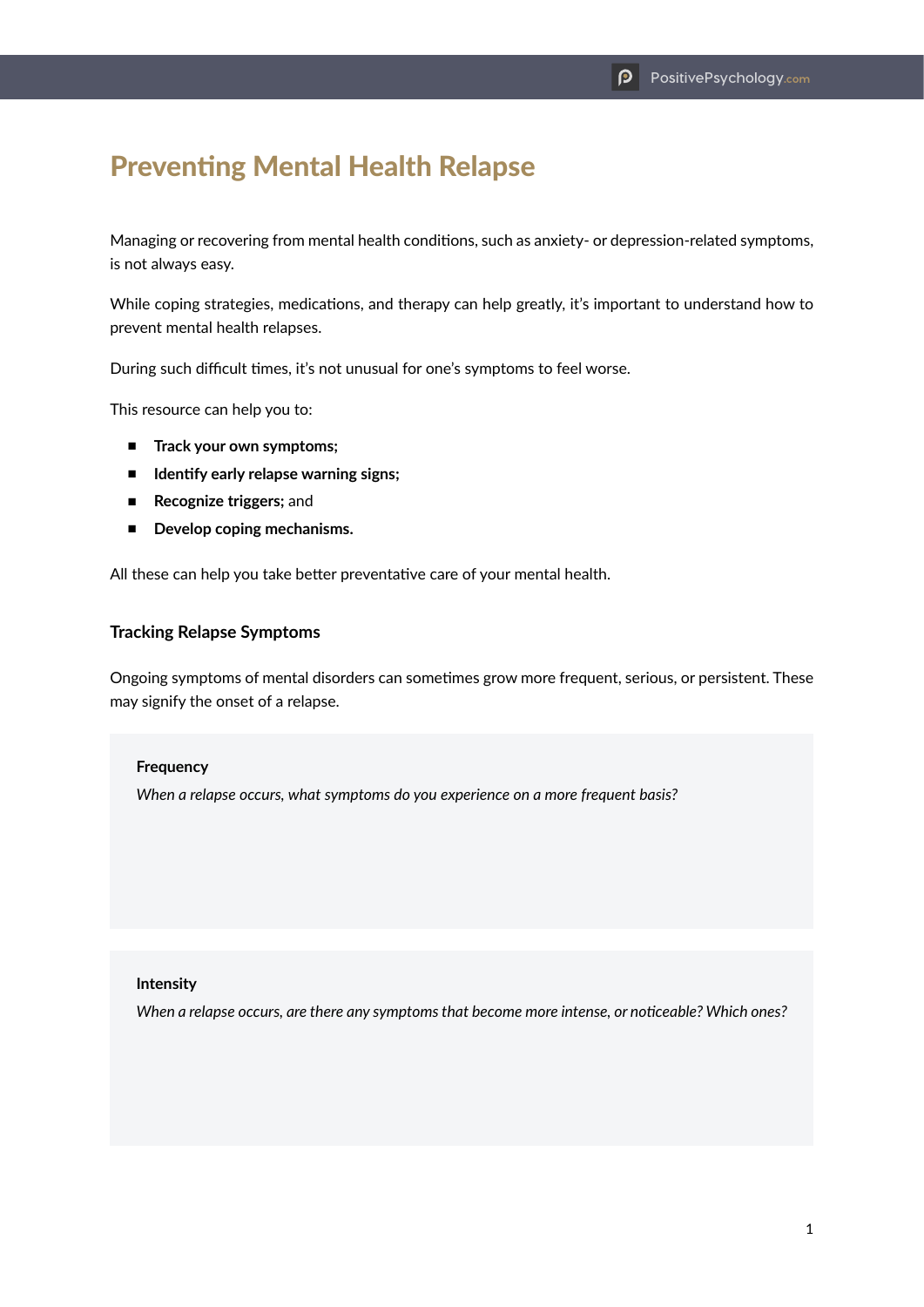# Preventing Mental Health Relapse

Managing or recovering from mental health conditions, such as anxiety- or depression-related symptoms, is not always easy.

While coping strategies, medications, and therapy can help greatly, it's important to understand how to prevent mental health relapses.

During such difficult times, it's not unusual for one's symptoms to feel worse.

This resource can help you to:

- **Track your own symptoms;**
- **Identify early relapse warning signs;**
- **Recognize triggers;** and
- **Develop coping mechanisms.**

All these can help you take better preventative care of your mental health.

### Tracking Relapse Symptoms

Ongoing symptoms of mental disorders can sometimes grow more frequent, serious, or persistent. These may signify the onset of a relapse.

**Frequency**

*When a relapse occurs, what symptoms do you experience on a more frequent basis?*

**Intensity**

*When a relapse occurs, are there any symptoms that become more intense, or noticeable? Which ones?*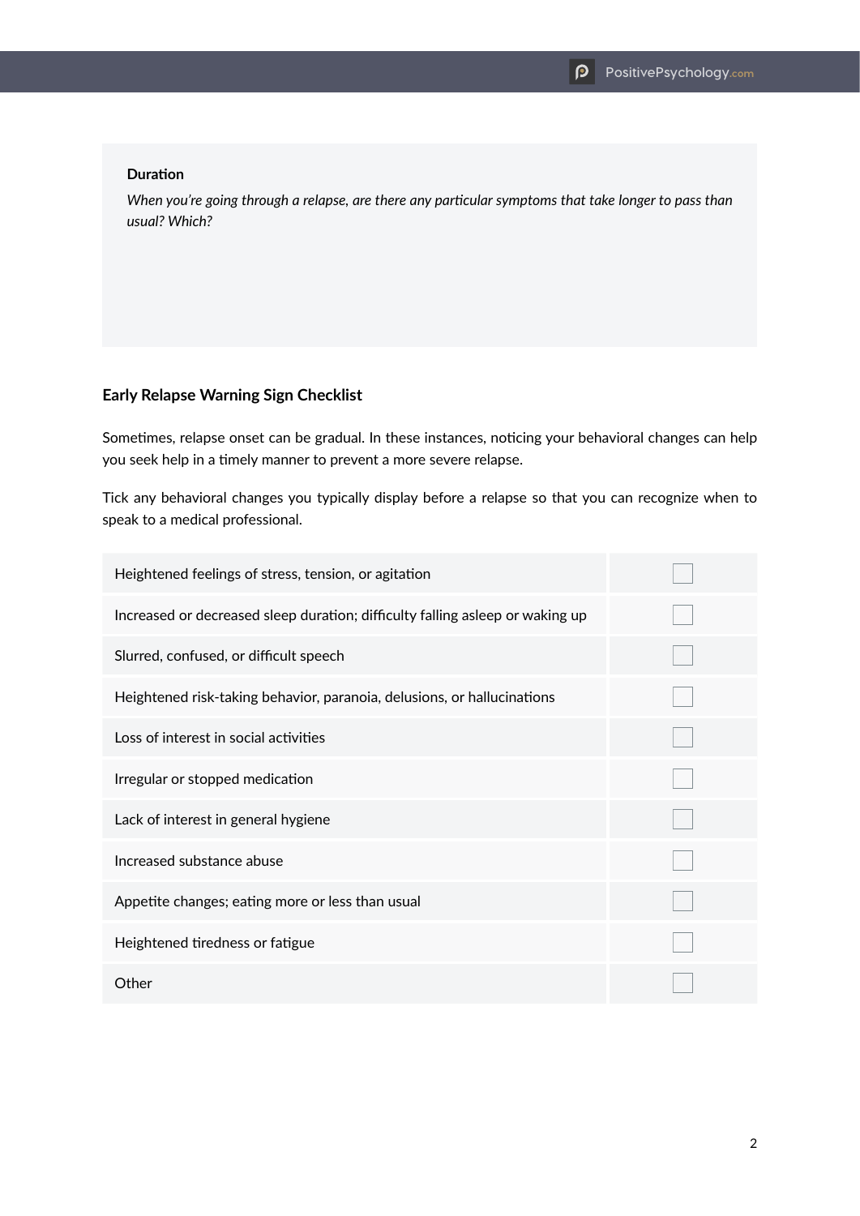**Duration**

*When you're going through a relapse, are there any particular symptoms that take longer to pass than usual? Which?*

## Early Relapse Warning Sign Checklist

Sometimes, relapse onset can be gradual. In these instances, noticing your behavioral changes can help you seek help in a timely manner to prevent a more severe relapse.

Tick any behavioral changes you typically display before a relapse so that you can recognize when to speak to a medical professional.

| | |
|---|---|
| Heightened feelings of stress, tension, or agitation | ☐ |
| Increased or decreased sleep duration; difficulty falling asleep or waking up | ☐ |
| Slurred, confused, or difficult speech | ☐ |
| Heightened risk-taking behavior, paranoia, delusions, or hallucinations | ☐ |
| Loss of interest in social activities | ☐ |
| Irregular or stopped medication | ☐ |
| Lack of interest in general hygiene | ☐ |
| Increased substance abuse | ☐ |
| Appetite changes; eating more or less than usual | ☐ |
| Heightened tiredness or fatigue | ☐ |
| Other | ☐ |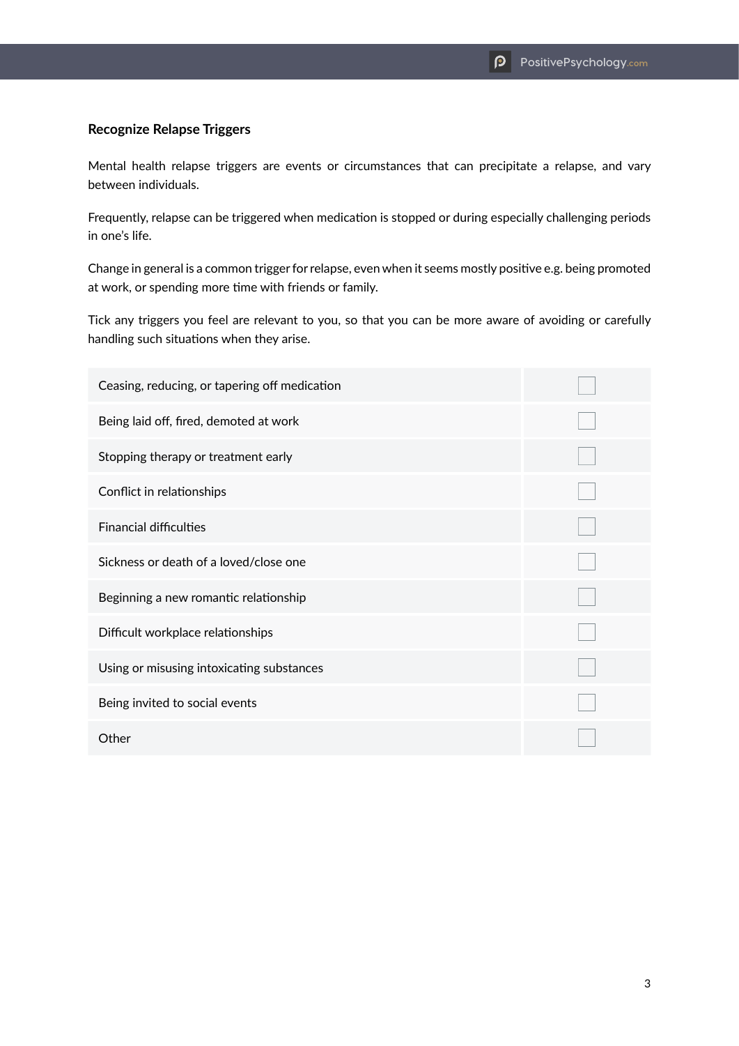### Recognize Relapse Triggers

Mental health relapse triggers are events or circumstances that can precipitate a relapse, and vary between individuals.

Frequently, relapse can be triggered when medication is stopped or during especially challenging periods in one's life.

Change in general is a common trigger for relapse, even when it seems mostly positive e.g. being promoted at work, or spending more time with friends or family.

Tick any triggers you feel are relevant to you, so that you can be more aware of avoiding or carefully handling such situations when they arise.

| | |
|---|---|
| Ceasing, reducing, or tapering off medication | ☐ |
| Being laid off, fired, demoted at work | ☐ |
| Stopping therapy or treatment early | ☐ |
| Conflict in relationships | ☐ |
| Financial difficulties | ☐ |
| Sickness or death of a loved/close one | ☐ |
| Beginning a new romantic relationship | ☐ |
| Difficult workplace relationships | ☐ |
| Using or misusing intoxicating substances | ☐ |
| Being invited to social events | ☐ |
| Other | ☐ |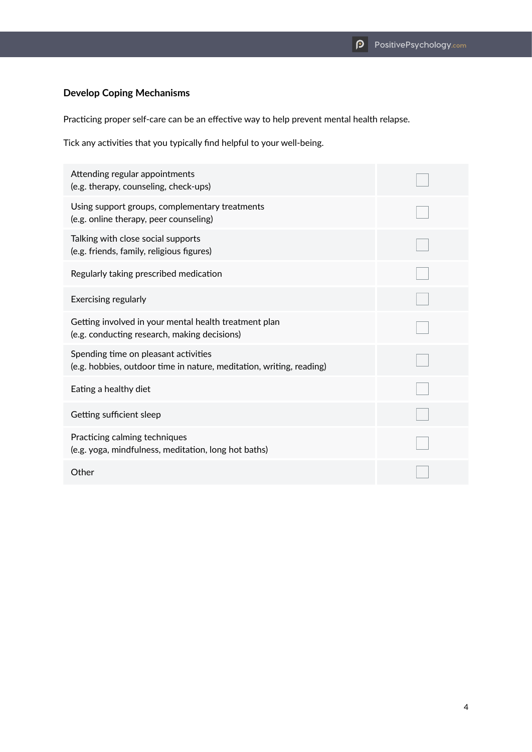## Develop Coping Mechanisms

Practicing proper self-care can be an effective way to help prevent mental health relapse.

Tick any activities that you typically find helpful to your well-being.

| | |
|---|---|
| Attending regular appointments<br>(e.g. therapy, counseling, check-ups) | ☐ |
| Using support groups, complementary treatments<br>(e.g. online therapy, peer counseling) | ☐ |
| Talking with close social supports<br>(e.g. friends, family, religious figures) | ☐ |
| Regularly taking prescribed medication | ☐ |
| Exercising regularly | ☐ |
| Getting involved in your mental health treatment plan<br>(e.g. conducting research, making decisions) | ☐ |
| Spending time on pleasant activities<br>(e.g. hobbies, outdoor time in nature, meditation, writing, reading) | ☐ |
| Eating a healthy diet | ☐ |
| Getting sufficient sleep | ☐ |
| Practicing calming techniques<br>(e.g. yoga, mindfulness, meditation, long hot baths) | ☐ |
| Other | ☐ |